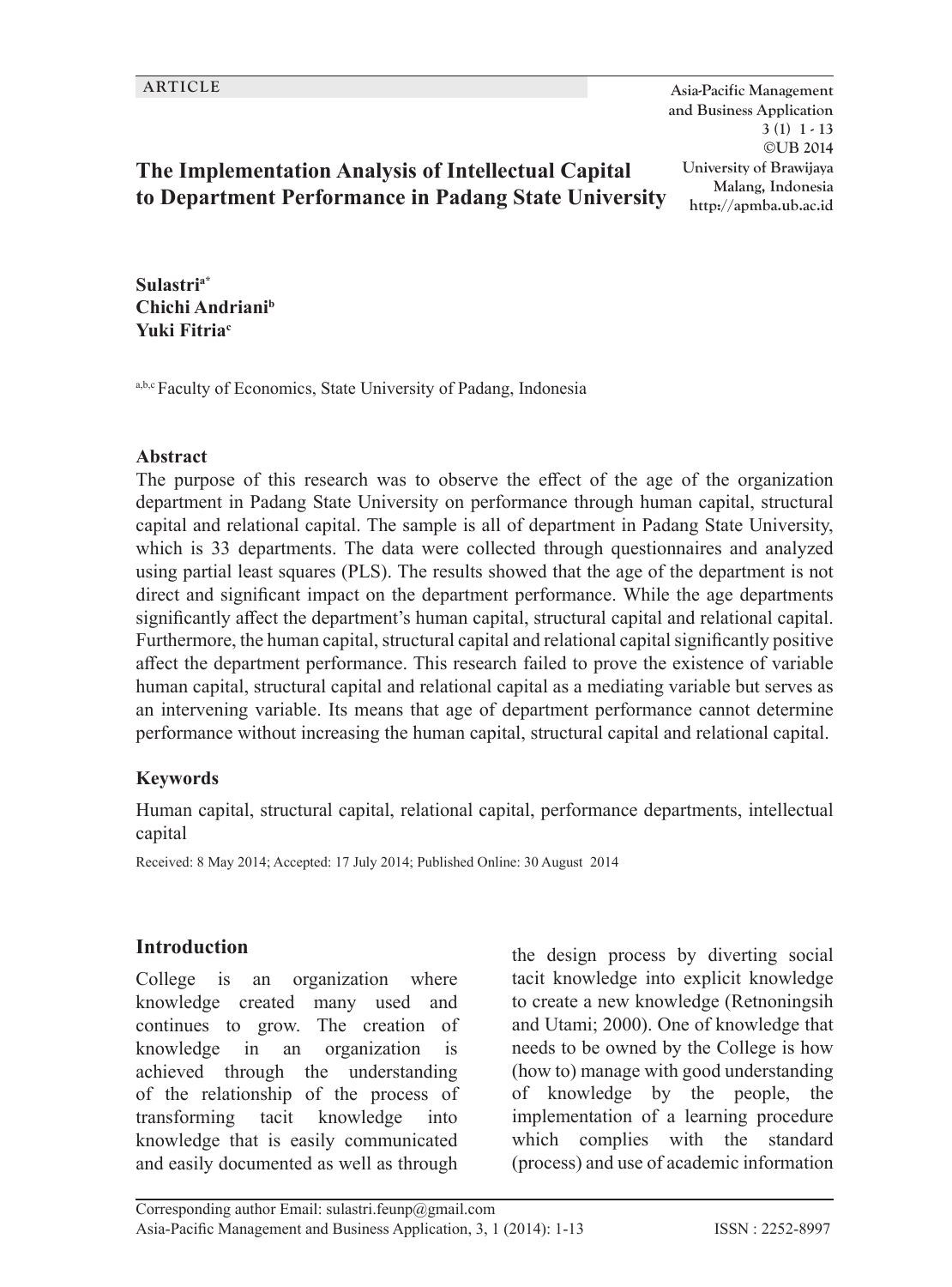ARTICLE

# The Implementation Analysis of Intellectual Capital to Department Performance in Padang State University

**Sulastri**[a*]
**Chichi Andriani**[b]
**Yuki Fitria**[c]

[a,b,c] Faculty of Economics, State University of Padang, Indonesia

## Abstract

The purpose of this research was to observe the effect of the age of the organization department in Padang State University on performance through human capital, structural capital and relational capital. The sample is all of department in Padang State University, which is 33 departments. The data were collected through questionnaires and analyzed using partial least squares (PLS). The results showed that the age of the department is not direct and significant impact on the department performance. While the age departments significantly affect the department's human capital, structural capital and relational capital. Furthermore, the human capital, structural capital and relational capital significantly positive affect the department performance. This research failed to prove the existence of variable human capital, structural capital and relational capital as a mediating variable but serves as an intervening variable. Its means that age of department performance cannot determine performance without increasing the human capital, structural capital and relational capital.

## Keywords

Human capital, structural capital, relational capital, performance departments, intellectual capital

Received: 8 May 2014; Accepted: 17 July 2014; Published Online: 30 August 2014

## Introduction

College is an organization where knowledge created many used and continues to grow. The creation of knowledge in an organization is achieved through the understanding of the relationship of the process of transforming tacit knowledge into knowledge that is easily communicated and easily documented as well as through the design process by diverting social tacit knowledge into explicit knowledge to create a new knowledge (Retnoningsih and Utami; 2000). One of knowledge that needs to be owned by the College is how (how to) manage with good understanding of knowledge by the people, the implementation of a learning procedure which complies with the standard (process) and use of academic information

Corresponding author Email: sulastri.feunp@gmail.com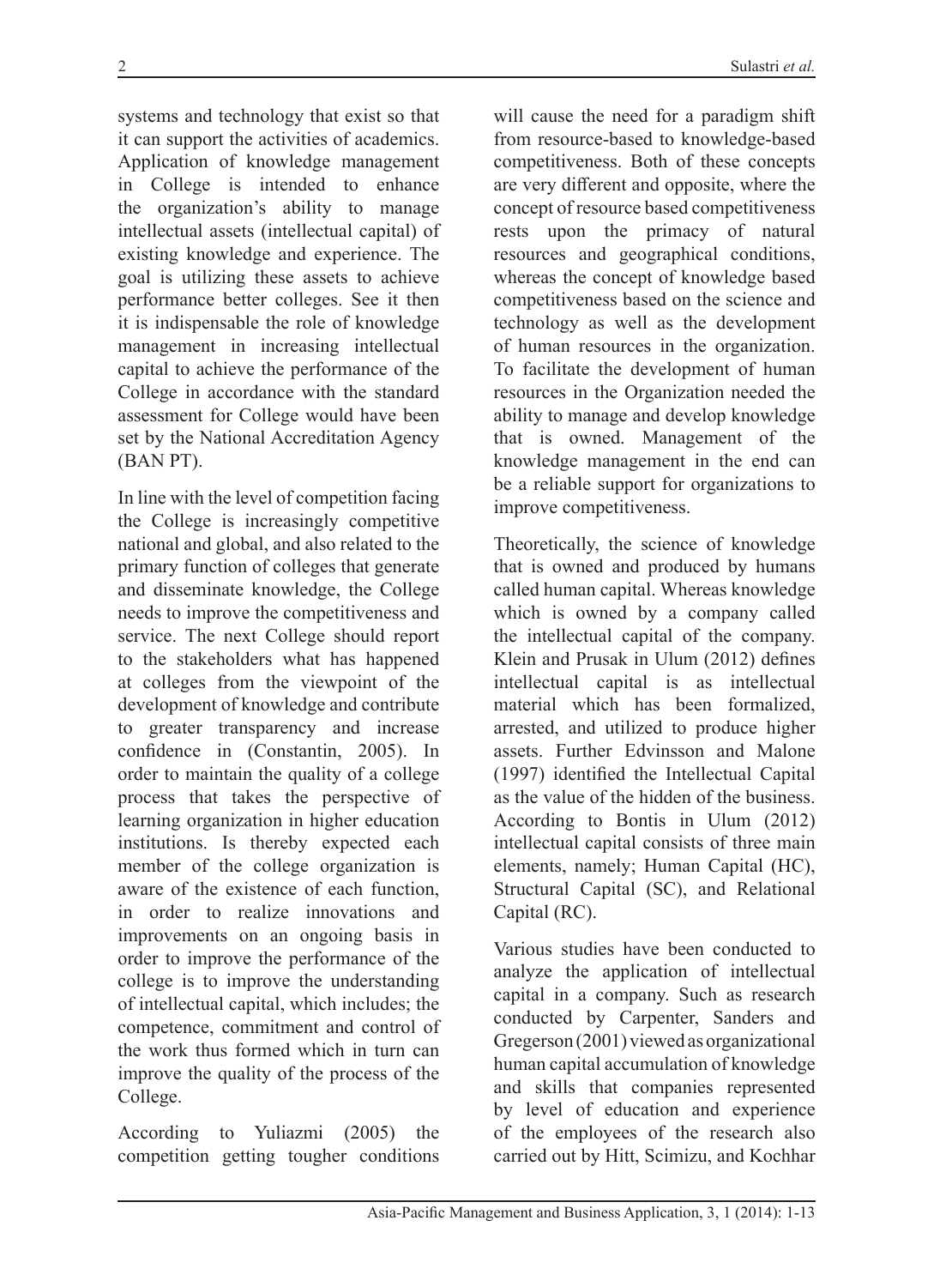systems and technology that exist so that it can support the activities of academics. Application of knowledge management in College is intended to enhance the organization's ability to manage intellectual assets (intellectual capital) of existing knowledge and experience. The goal is utilizing these assets to achieve performance better colleges. See it then it is indispensable the role of knowledge management in increasing intellectual capital to achieve the performance of the College in accordance with the standard assessment for College would have been set by the National Accreditation Agency (BAN PT).

In line with the level of competition facing the College is increasingly competitive national and global, and also related to the primary function of colleges that generate and disseminate knowledge, the College needs to improve the competitiveness and service. The next College should report to the stakeholders what has happened at colleges from the viewpoint of the development of knowledge and contribute to greater transparency and increase confidence in (Constantin, 2005). In order to maintain the quality of a college process that takes the perspective of learning organization in higher education institutions. Is thereby expected each member of the college organization is aware of the existence of each function, in order to realize innovations and improvements on an ongoing basis in order to improve the performance of the college is to improve the understanding of intellectual capital, which includes; the competence, commitment and control of the work thus formed which in turn can improve the quality of the process of the College.

According to Yuliazmi (2005) the competition getting tougher conditions will cause the need for a paradigm shift from resource-based to knowledge-based competitiveness. Both of these concepts are very different and opposite, where the concept of resource based competitiveness rests upon the primacy of natural resources and geographical conditions, whereas the concept of knowledge based competitiveness based on the science and technology as well as the development of human resources in the organization. To facilitate the development of human resources in the Organization needed the ability to manage and develop knowledge that is owned. Management of the knowledge management in the end can be a reliable support for organizations to improve competitiveness.

Theoretically, the science of knowledge that is owned and produced by humans called human capital. Whereas knowledge which is owned by a company called the intellectual capital of the company. Klein and Prusak in Ulum (2012) defines intellectual capital is as intellectual material which has been formalized, arrested, and utilized to produce higher assets. Further Edvinsson and Malone (1997) identified the Intellectual Capital as the value of the hidden of the business. According to Bontis in Ulum (2012) intellectual capital consists of three main elements, namely; Human Capital (HC), Structural Capital (SC), and Relational Capital (RC).

Various studies have been conducted to analyze the application of intellectual capital in a company. Such as research conducted by Carpenter, Sanders and Gregerson (2001) viewed as organizational human capital accumulation of knowledge and skills that companies represented by level of education and experience of the employees of the research also carried out by Hitt, Scimizu, and Kochhar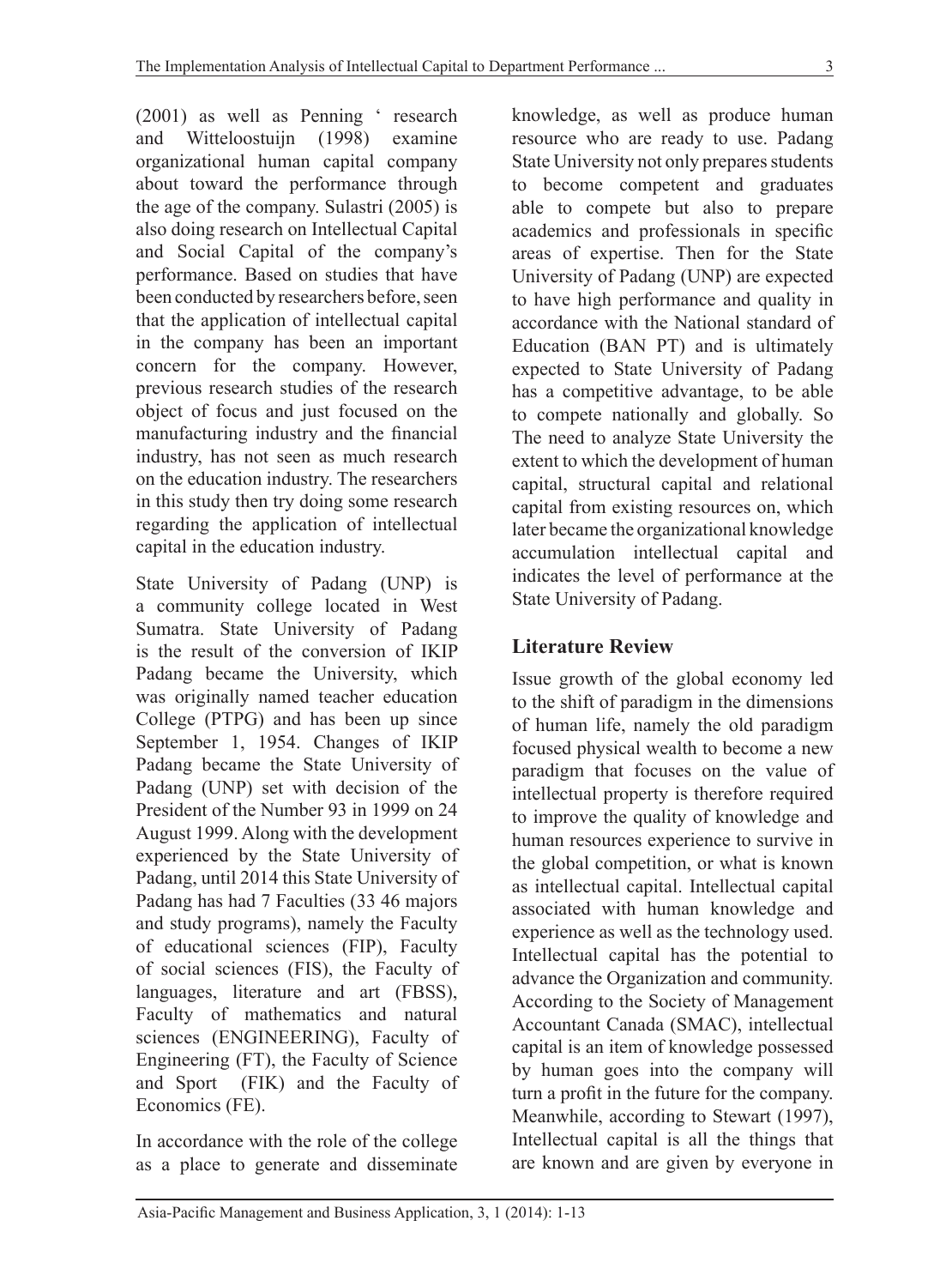(2001) as well as Penning ' research and Witteloostuijn (1998) examine organizational human capital company about toward the performance through the age of the company. Sulastri (2005) is also doing research on Intellectual Capital and Social Capital of the company's performance. Based on studies that have been conducted by researchers before, seen that the application of intellectual capital in the company has been an important concern for the company. However, previous research studies of the research object of focus and just focused on the manufacturing industry and the financial industry, has not seen as much research on the education industry. The researchers in this study then try doing some research regarding the application of intellectual capital in the education industry.

State University of Padang (UNP) is a community college located in West Sumatra. State University of Padang is the result of the conversion of IKIP Padang became the University, which was originally named teacher education College (PTPG) and has been up since September 1, 1954. Changes of IKIP Padang became the State University of Padang (UNP) set with decision of the President of the Number 93 in 1999 on 24 August 1999. Along with the development experienced by the State University of Padang, until 2014 this State University of Padang has had 7 Faculties (33 46 majors and study programs), namely the Faculty of educational sciences (FIP), Faculty of social sciences (FIS), the Faculty of languages, literature and art (FBSS), Faculty of mathematics and natural sciences (ENGINEERING), Faculty of Engineering (FT), the Faculty of Science and Sport (FIK) and the Faculty of Economics (FE).

In accordance with the role of the college as a place to generate and disseminate knowledge, as well as produce human resource who are ready to use. Padang State University not only prepares students to become competent and graduates able to compete but also to prepare academics and professionals in specific areas of expertise. Then for the State University of Padang (UNP) are expected to have high performance and quality in accordance with the National standard of Education (BAN PT) and is ultimately expected to State University of Padang has a competitive advantage, to be able to compete nationally and globally. So The need to analyze State University the extent to which the development of human capital, structural capital and relational capital from existing resources on, which later became the organizational knowledge accumulation intellectual capital and indicates the level of performance at the State University of Padang.

## Literature Review

Issue growth of the global economy led to the shift of paradigm in the dimensions of human life, namely the old paradigm focused physical wealth to become a new paradigm that focuses on the value of intellectual property is therefore required to improve the quality of knowledge and human resources experience to survive in the global competition, or what is known as intellectual capital. Intellectual capital associated with human knowledge and experience as well as the technology used. Intellectual capital has the potential to advance the Organization and community. According to the Society of Management Accountant Canada (SMAC), intellectual capital is an item of knowledge possessed by human goes into the company will turn a profit in the future for the company. Meanwhile, according to Stewart (1997), Intellectual capital is all the things that are known and are given by everyone in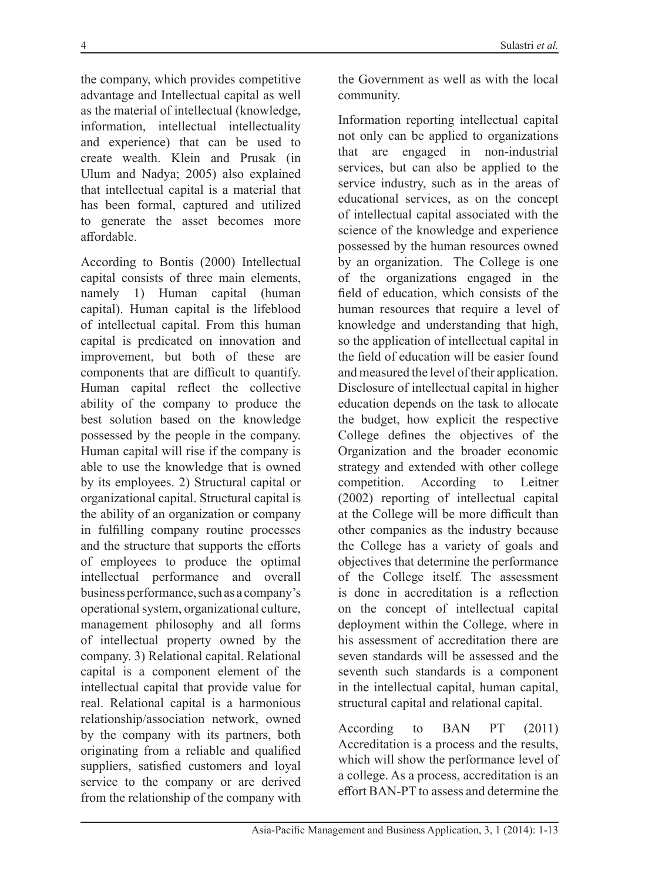the company, which provides competitive advantage and Intellectual capital as well as the material of intellectual (knowledge, information, intellectual intellectuality and experience) that can be used to create wealth. Klein and Prusak (in Ulum and Nadya; 2005) also explained that intellectual capital is a material that has been formal, captured and utilized to generate the asset becomes more affordable.

According to Bontis (2000) Intellectual capital consists of three main elements, namely 1) Human capital (human capital). Human capital is the lifeblood of intellectual capital. From this human capital is predicated on innovation and improvement, but both of these are components that are difficult to quantify. Human capital reflect the collective ability of the company to produce the best solution based on the knowledge possessed by the people in the company. Human capital will rise if the company is able to use the knowledge that is owned by its employees. 2) Structural capital or organizational capital. Structural capital is the ability of an organization or company in fulfilling company routine processes and the structure that supports the efforts of employees to produce the optimal intellectual performance and overall business performance, such as a company's operational system, organizational culture, management philosophy and all forms of intellectual property owned by the company. 3) Relational capital. Relational capital is a component element of the intellectual capital that provide value for real. Relational capital is a harmonious relationship/association network, owned by the company with its partners, both originating from a reliable and qualified suppliers, satisfied customers and loyal service to the company or are derived from the relationship of the company with the Government as well as with the local community.

Information reporting intellectual capital not only can be applied to organizations that are engaged in non-industrial services, but can also be applied to the service industry, such as in the areas of educational services, as on the concept of intellectual capital associated with the science of the knowledge and experience possessed by the human resources owned by an organization. The College is one of the organizations engaged in the field of education, which consists of the human resources that require a level of knowledge and understanding that high, so the application of intellectual capital in the field of education will be easier found and measured the level of their application. Disclosure of intellectual capital in higher education depends on the task to allocate the budget, how explicit the respective College defines the objectives of the Organization and the broader economic strategy and extended with other college competition. According to Leitner (2002) reporting of intellectual capital at the College will be more difficult than other companies as the industry because the College has a variety of goals and objectives that determine the performance of the College itself. The assessment is done in accreditation is a reflection on the concept of intellectual capital deployment within the College, where in his assessment of accreditation there are seven standards will be assessed and the seventh such standards is a component in the intellectual capital, human capital, structural capital and relational capital.

According to BAN PT (2011) Accreditation is a process and the results, which will show the performance level of a college. As a process, accreditation is an effort BAN-PT to assess and determine the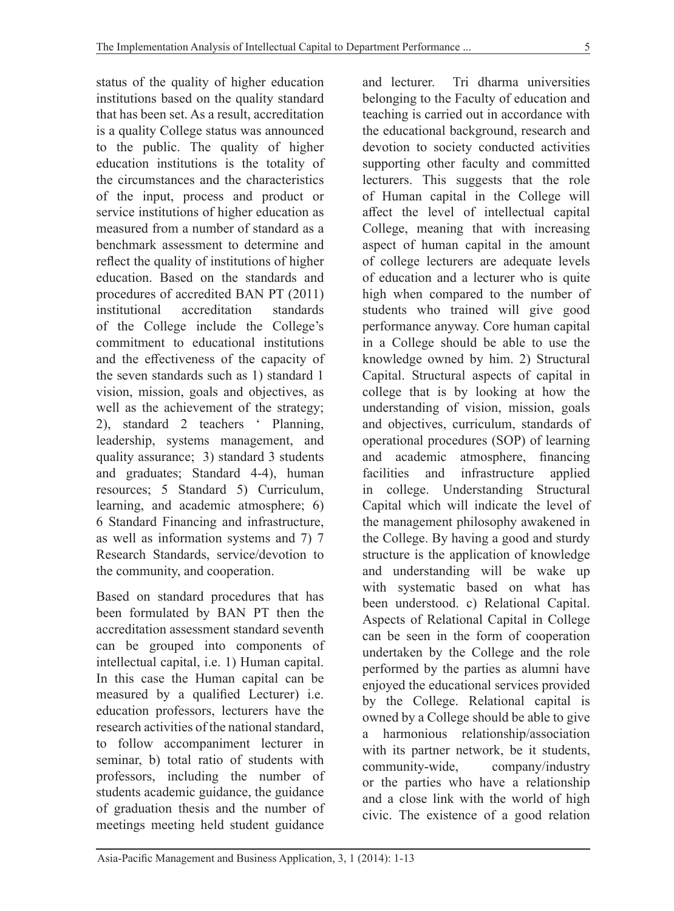status of the quality of higher education institutions based on the quality standard that has been set. As a result, accreditation is a quality College status was announced to the public. The quality of higher education institutions is the totality of the circumstances and the characteristics of the input, process and product or service institutions of higher education as measured from a number of standard as a benchmark assessment to determine and reflect the quality of institutions of higher education. Based on the standards and procedures of accredited BAN PT (2011) institutional accreditation standards of the College include the College's commitment to educational institutions and the effectiveness of the capacity of the seven standards such as 1) standard 1 vision, mission, goals and objectives, as well as the achievement of the strategy; 2), standard 2 teachers ' Planning, leadership, systems management, and quality assurance; 3) standard 3 students and graduates; Standard 4-4), human resources; 5 Standard 5) Curriculum, learning, and academic atmosphere; 6) 6 Standard Financing and infrastructure, as well as information systems and 7) 7 Research Standards, service/devotion to the community, and cooperation.

Based on standard procedures that has been formulated by BAN PT then the accreditation assessment standard seventh can be grouped into components of intellectual capital, i.e. 1) Human capital. In this case the Human capital can be measured by a qualified Lecturer) i.e. education professors, lecturers have the research activities of the national standard, to follow accompaniment lecturer in seminar, b) total ratio of students with professors, including the number of students academic guidance, the guidance of graduation thesis and the number of meetings meeting held student guidance and lecturer. Tri dharma universities belonging to the Faculty of education and teaching is carried out in accordance with the educational background, research and devotion to society conducted activities supporting other faculty and committed lecturers. This suggests that the role of Human capital in the College will affect the level of intellectual capital College, meaning that with increasing aspect of human capital in the amount of college lecturers are adequate levels of education and a lecturer who is quite high when compared to the number of students who trained will give good performance anyway. Core human capital in a College should be able to use the knowledge owned by him. 2) Structural Capital. Structural aspects of capital in college that is by looking at how the understanding of vision, mission, goals and objectives, curriculum, standards of operational procedures (SOP) of learning and academic atmosphere, financing facilities and infrastructure applied in college. Understanding Structural Capital which will indicate the level of the management philosophy awakened in the College. By having a good and sturdy structure is the application of knowledge and understanding will be wake up with systematic based on what has been understood. c) Relational Capital. Aspects of Relational Capital in College can be seen in the form of cooperation undertaken by the College and the role performed by the parties as alumni have enjoyed the educational services provided by the College. Relational capital is owned by a College should be able to give a harmonious relationship/association with its partner network, be it students, community-wide, company/industry or the parties who have a relationship and a close link with the world of high civic. The existence of a good relation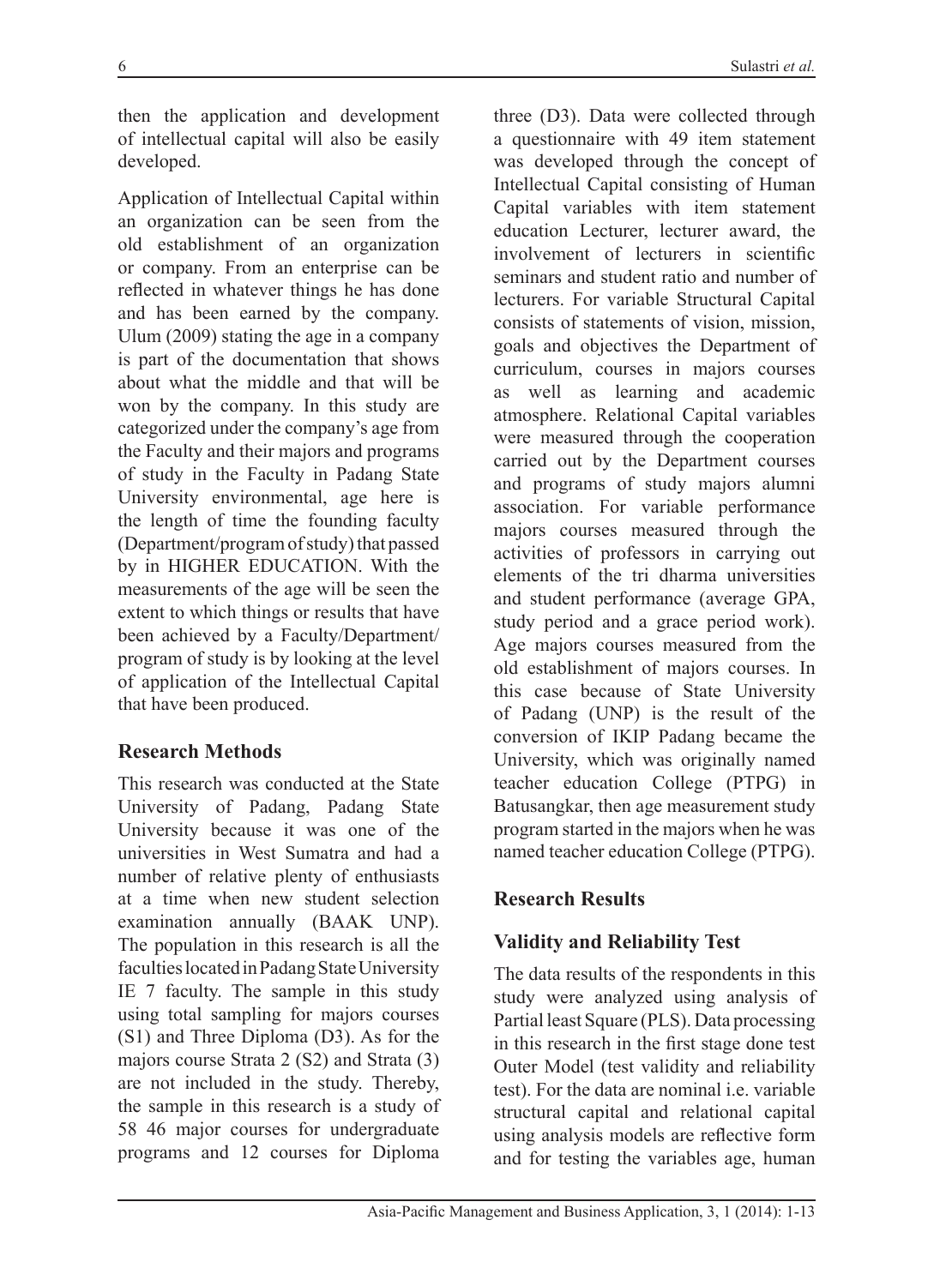then the application and development of intellectual capital will also be easily developed.

Application of Intellectual Capital within an organization can be seen from the old establishment of an organization or company. From an enterprise can be reflected in whatever things he has done and has been earned by the company. Ulum (2009) stating the age in a company is part of the documentation that shows about what the middle and that will be won by the company. In this study are categorized under the company's age from the Faculty and their majors and programs of study in the Faculty in Padang State University environmental, age here is the length of time the founding faculty (Department/program of study) that passed by in HIGHER EDUCATION. With the measurements of the age will be seen the extent to which things or results that have been achieved by a Faculty/Department/ program of study is by looking at the level of application of the Intellectual Capital that have been produced.

## Research Methods

This research was conducted at the State University of Padang, Padang State University because it was one of the universities in West Sumatra and had a number of relative plenty of enthusiasts at a time when new student selection examination annually (BAAK UNP). The population in this research is all the faculties located in Padang State University IE 7 faculty. The sample in this study using total sampling for majors courses (S1) and Three Diploma (D3). As for the majors course Strata 2 (S2) and Strata (3) are not included in the study. Thereby, the sample in this research is a study of 58 46 major courses for undergraduate programs and 12 courses for Diploma three (D3). Data were collected through a questionnaire with 49 item statement was developed through the concept of Intellectual Capital consisting of Human Capital variables with item statement education Lecturer, lecturer award, the involvement of lecturers in scientific seminars and student ratio and number of lecturers. For variable Structural Capital consists of statements of vision, mission, goals and objectives the Department of curriculum, courses in majors courses as well as learning and academic atmosphere. Relational Capital variables were measured through the cooperation carried out by the Department courses and programs of study majors alumni association. For variable performance majors courses measured through the activities of professors in carrying out elements of the tri dharma universities and student performance (average GPA, study period and a grace period work). Age majors courses measured from the old establishment of majors courses. In this case because of State University of Padang (UNP) is the result of the conversion of IKIP Padang became the University, which was originally named teacher education College (PTPG) in Batusangkar, then age measurement study program started in the majors when he was named teacher education College (PTPG).

## Research Results

### Validity and Reliability Test

The data results of the respondents in this study were analyzed using analysis of Partial least Square (PLS). Data processing in this research in the first stage done test Outer Model (test validity and reliability test). For the data are nominal i.e. variable structural capital and relational capital using analysis models are reflective form and for testing the variables age, human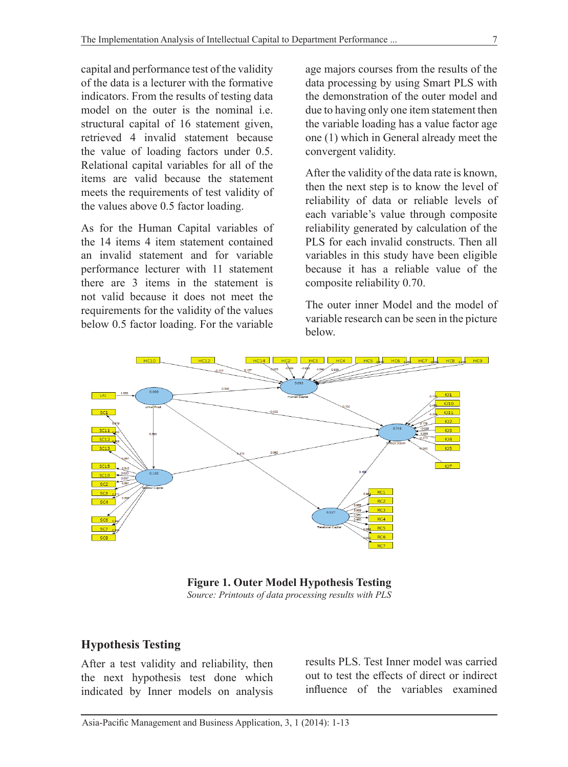capital and performance test of the validity of the data is a lecturer with the formative indicators. From the results of testing data model on the outer is the nominal i.e. structural capital of 16 statement given, retrieved 4 invalid statement because the value of loading factors under 0.5. Relational capital variables for all of the items are valid because the statement meets the requirements of test validity of the values above 0.5 factor loading.

As for the Human Capital variables of the 14 items 4 item statement contained an invalid statement and for variable performance lecturer with 11 statement there are 3 items in the statement is not valid because it does not meet the requirements for the validity of the values below 0.5 factor loading. For the variable age majors courses from the results of the data processing by using Smart PLS with the demonstration of the outer model and due to having only one item statement then the variable loading has a value factor age one (1) which in General already meet the convergent validity.

After the validity of the data rate is known, then the next step is to know the level of reliability of data or reliable levels of each variable's value through composite reliability generated by calculation of the PLS for each invalid constructs. Then all variables in this study have been eligible because it has a reliable value of the composite reliability 0.70.

The outer inner Model and the model of variable research can be seen in the picture below.

**Figure 1. Outer Model Hypothesis Testing**

*Source: Printouts of data processing results with PLS*

## Hypothesis Testing

After a test validity and reliability, then the next hypothesis test done which indicated by Inner models on analysis results PLS. Test Inner model was carried out to test the effects of direct or indirect influence of the variables examined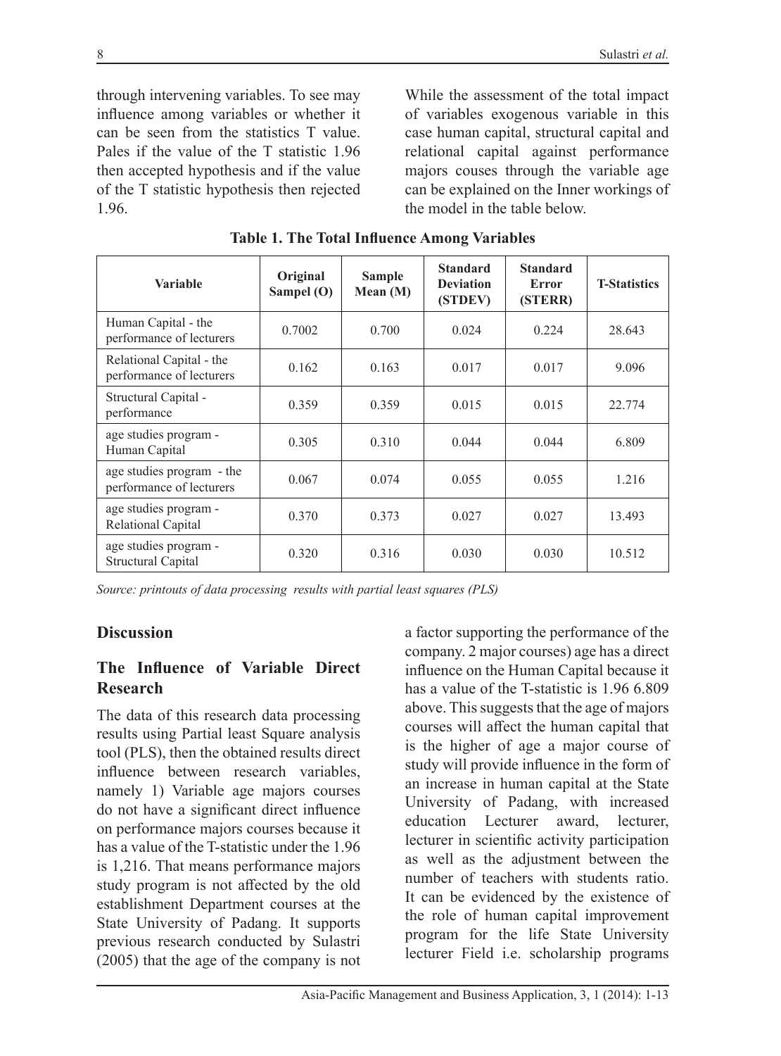through intervening variables. To see may influence among variables or whether it can be seen from the statistics T value. Pales if the value of the T statistic 1.96 then accepted hypothesis and if the value of the T statistic hypothesis then rejected 1.96.

While the assessment of the total impact of variables exogenous variable in this case human capital, structural capital and relational capital against performance majors couses through the variable age can be explained on the Inner workings of the model in the table below.

**Table 1. The Total Influence Among Variables**

| Variable | Original Sampel (O) | Sample Mean (M) | Standard Deviation (STDEV) | Standard Error (STERR) | T-Statistics |
|---|---|---|---|---|---|
| Human Capital - the performance of lecturers | 0.7002 | 0.700 | 0.024 | 0.224 | 28.643 |
| Relational Capital - the performance of lecturers | 0.162 | 0.163 | 0.017 | 0.017 | 9.096 |
| Structural Capital - performance | 0.359 | 0.359 | 0.015 | 0.015 | 22.774 |
| age studies program - Human Capital | 0.305 | 0.310 | 0.044 | 0.044 | 6.809 |
| age studies program - the performance of lecturers | 0.067 | 0.074 | 0.055 | 0.055 | 1.216 |
| age studies program - Relational Capital | 0.370 | 0.373 | 0.027 | 0.027 | 13.493 |
| age studies program - Structural Capital | 0.320 | 0.316 | 0.030 | 0.030 | 10.512 |

*Source: printouts of data processing results with partial least squares (PLS)*

## Discussion

### The Influence of Variable Direct Research

The data of this research data processing results using Partial least Square analysis tool (PLS), then the obtained results direct influence between research variables, namely 1) Variable age majors courses do not have a significant direct influence on performance majors courses because it has a value of the T-statistic under the 1.96 is 1,216. That means performance majors study program is not affected by the old establishment Department courses at the State University of Padang. It supports previous research conducted by Sulastri (2005) that the age of the company is not a factor supporting the performance of the company. 2 major courses) age has a direct influence on the Human Capital because it has a value of the T-statistic is 1.96 6.809 above. This suggests that the age of majors courses will affect the human capital that is the higher of age a major course of study will provide influence in the form of an increase in human capital at the State University of Padang, with increased education Lecturer award, lecturer, lecturer in scientific activity participation as well as the adjustment between the number of teachers with students ratio. It can be evidenced by the existence of the role of human capital improvement program for the life State University lecturer Field i.e. scholarship programs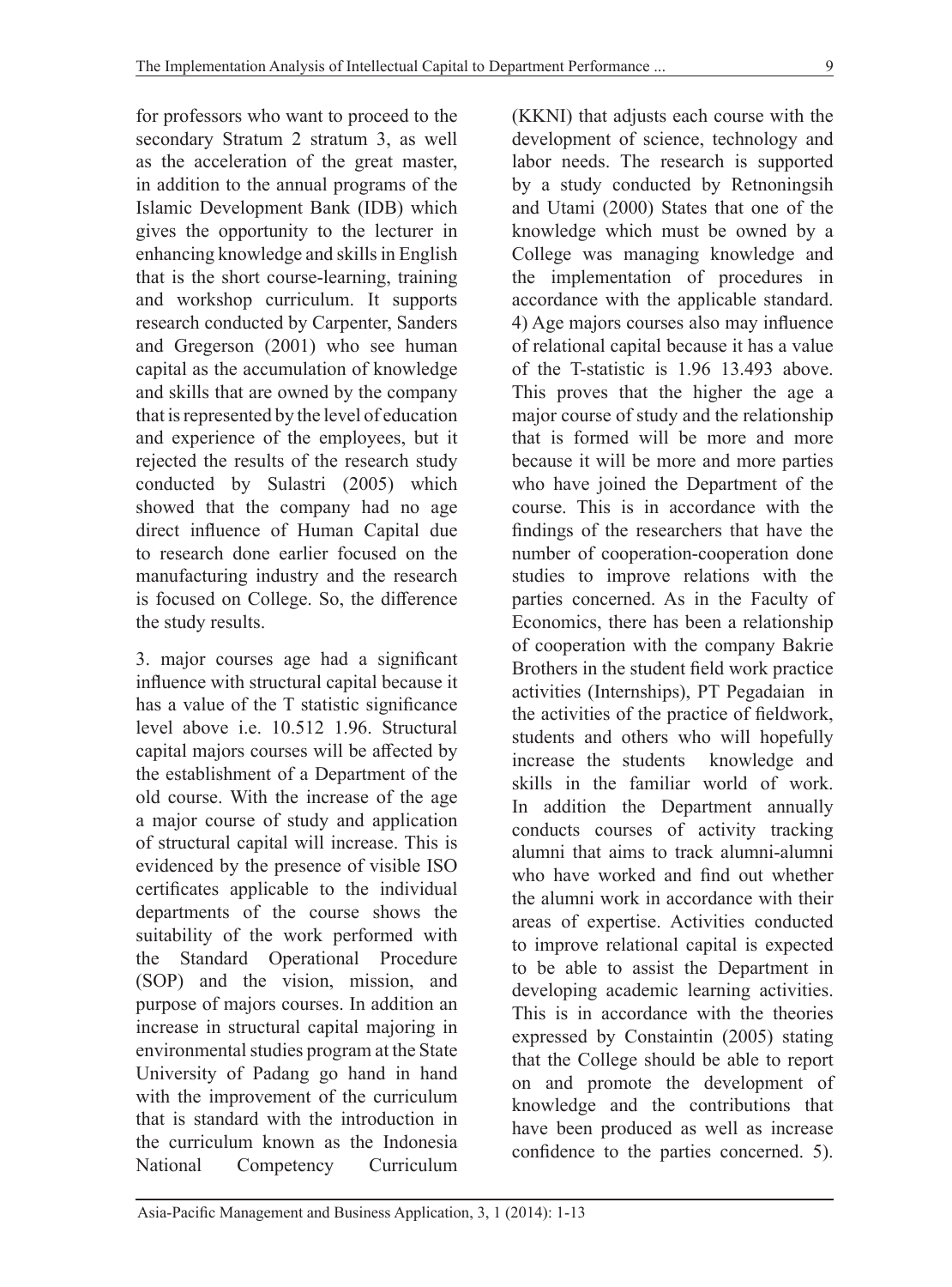for professors who want to proceed to the secondary Stratum 2 stratum 3, as well as the acceleration of the great master, in addition to the annual programs of the Islamic Development Bank (IDB) which gives the opportunity to the lecturer in enhancing knowledge and skills in English that is the short course-learning, training and workshop curriculum. It supports research conducted by Carpenter, Sanders and Gregerson (2001) who see human capital as the accumulation of knowledge and skills that are owned by the company that is represented by the level of education and experience of the employees, but it rejected the results of the research study conducted by Sulastri (2005) which showed that the company had no age direct influence of Human Capital due to research done earlier focused on the manufacturing industry and the research is focused on College. So, the difference the study results.

3. major courses age had a significant influence with structural capital because it has a value of the T statistic significance level above i.e. 10.512 1.96. Structural capital majors courses will be affected by the establishment of a Department of the old course. With the increase of the age a major course of study and application of structural capital will increase. This is evidenced by the presence of visible ISO certificates applicable to the individual departments of the course shows the suitability of the work performed with the Standard Operational Procedure (SOP) and the vision, mission, and purpose of majors courses. In addition an increase in structural capital majoring in environmental studies program at the State University of Padang go hand in hand with the improvement of the curriculum that is standard with the introduction in the curriculum known as the Indonesia National Competency Curriculum (KKNI) that adjusts each course with the development of science, technology and labor needs. The research is supported by a study conducted by Retnoningsih and Utami (2000) States that one of the knowledge which must be owned by a College was managing knowledge and the implementation of procedures in accordance with the applicable standard. 4) Age majors courses also may influence of relational capital because it has a value of the T-statistic is 1.96 13.493 above. This proves that the higher the age a major course of study and the relationship that is formed will be more and more because it will be more and more parties who have joined the Department of the course. This is in accordance with the findings of the researchers that have the number of cooperation-cooperation done studies to improve relations with the parties concerned. As in the Faculty of Economics, there has been a relationship of cooperation with the company Bakrie Brothers in the student field work practice activities (Internships), PT Pegadaian in the activities of the practice of fieldwork, students and others who will hopefully increase the students knowledge and skills in the familiar world of work. In addition the Department annually conducts courses of activity tracking alumni that aims to track alumni-alumni who have worked and find out whether the alumni work in accordance with their areas of expertise. Activities conducted to improve relational capital is expected to be able to assist the Department in developing academic learning activities. This is in accordance with the theories expressed by Constaintin (2005) stating that the College should be able to report on and promote the development of knowledge and the contributions that have been produced as well as increase confidence to the parties concerned. 5).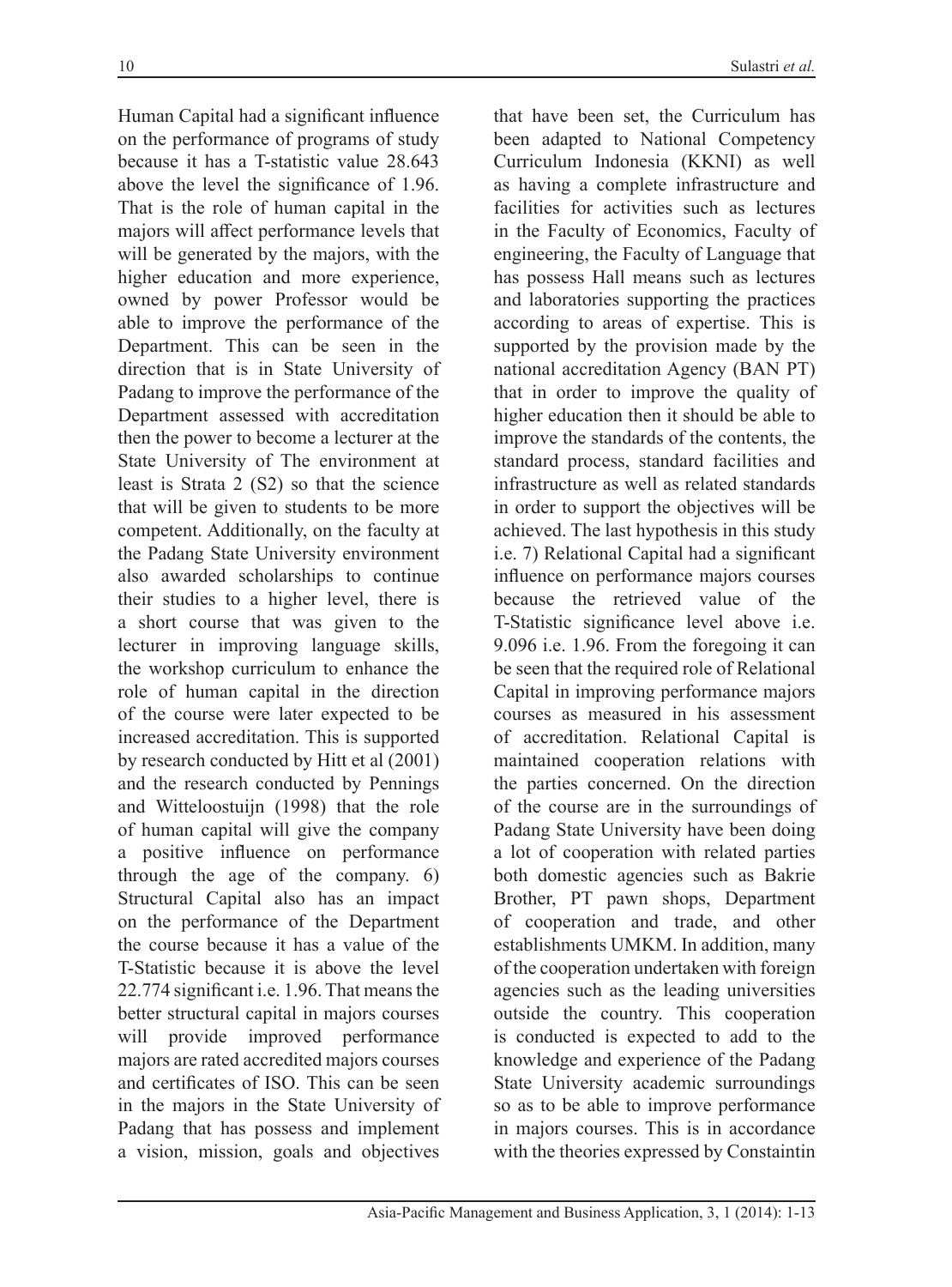Human Capital had a significant influence on the performance of programs of study because it has a T-statistic value 28.643 above the level the significance of 1.96. That is the role of human capital in the majors will affect performance levels that will be generated by the majors, with the higher education and more experience, owned by power Professor would be able to improve the performance of the Department. This can be seen in the direction that is in State University of Padang to improve the performance of the Department assessed with accreditation then the power to become a lecturer at the State University of The environment at least is Strata 2 (S2) so that the science that will be given to students to be more competent. Additionally, on the faculty at the Padang State University environment also awarded scholarships to continue their studies to a higher level, there is a short course that was given to the lecturer in improving language skills, the workshop curriculum to enhance the role of human capital in the direction of the course were later expected to be increased accreditation. This is supported by research conducted by Hitt et al (2001) and the research conducted by Pennings and Witteloostuijn (1998) that the role of human capital will give the company a positive influence on performance through the age of the company. 6) Structural Capital also has an impact on the performance of the Department the course because it has a value of the T-Statistic because it is above the level 22.774 significant i.e. 1.96. That means the better structural capital in majors courses will provide improved performance majors are rated accredited majors courses and certificates of ISO. This can be seen in the majors in the State University of Padang that has possess and implement a vision, mission, goals and objectives that have been set, the Curriculum has been adapted to National Competency Curriculum Indonesia (KKNI) as well as having a complete infrastructure and facilities for activities such as lectures in the Faculty of Economics, Faculty of engineering, the Faculty of Language that has possess Hall means such as lectures and laboratories supporting the practices according to areas of expertise. This is supported by the provision made by the national accreditation Agency (BAN PT) that in order to improve the quality of higher education then it should be able to improve the standards of the contents, the standard process, standard facilities and infrastructure as well as related standards in order to support the objectives will be achieved. The last hypothesis in this study i.e. 7) Relational Capital had a significant influence on performance majors courses because the retrieved value of the T-Statistic significance level above i.e. 9.096 i.e. 1.96. From the foregoing it can be seen that the required role of Relational Capital in improving performance majors courses as measured in his assessment of accreditation. Relational Capital is maintained cooperation relations with the parties concerned. On the direction of the course are in the surroundings of Padang State University have been doing a lot of cooperation with related parties both domestic agencies such as Bakrie Brother, PT pawn shops, Department of cooperation and trade, and other establishments UMKM. In addition, many of the cooperation undertaken with foreign agencies such as the leading universities outside the country. This cooperation is conducted is expected to add to the knowledge and experience of the Padang State University academic surroundings so as to be able to improve performance in majors courses. This is in accordance with the theories expressed by Constaintin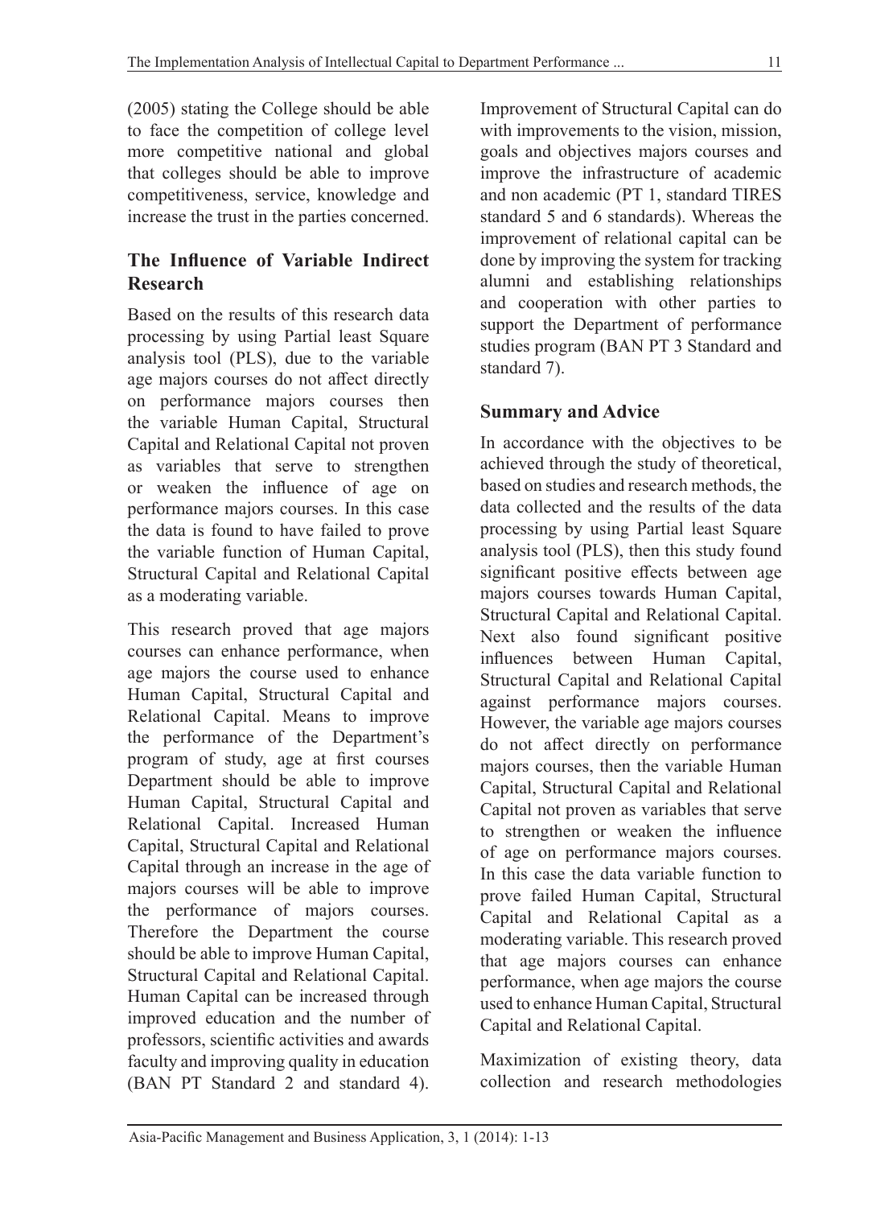(2005) stating the College should be able to face the competition of college level more competitive national and global that colleges should be able to improve competitiveness, service, knowledge and increase the trust in the parties concerned.

## The Influence of Variable Indirect Research

Based on the results of this research data processing by using Partial least Square analysis tool (PLS), due to the variable age majors courses do not affect directly on performance majors courses then the variable Human Capital, Structural Capital and Relational Capital not proven as variables that serve to strengthen or weaken the influence of age on performance majors courses. In this case the data is found to have failed to prove the variable function of Human Capital, Structural Capital and Relational Capital as a moderating variable.

This research proved that age majors courses can enhance performance, when age majors the course used to enhance Human Capital, Structural Capital and Relational Capital. Means to improve the performance of the Department's program of study, age at first courses Department should be able to improve Human Capital, Structural Capital and Relational Capital. Increased Human Capital, Structural Capital and Relational Capital through an increase in the age of majors courses will be able to improve the performance of majors courses. Therefore the Department the course should be able to improve Human Capital, Structural Capital and Relational Capital. Human Capital can be increased through improved education and the number of professors, scientific activities and awards faculty and improving quality in education (BAN PT Standard 2 and standard 4). Improvement of Structural Capital can do with improvements to the vision, mission, goals and objectives majors courses and improve the infrastructure of academic and non academic (PT 1, standard TIRES standard 5 and 6 standards). Whereas the improvement of relational capital can be done by improving the system for tracking alumni and establishing relationships and cooperation with other parties to support the Department of performance studies program (BAN PT 3 Standard and standard 7).

## Summary and Advice

In accordance with the objectives to be achieved through the study of theoretical, based on studies and research methods, the data collected and the results of the data processing by using Partial least Square analysis tool (PLS), then this study found significant positive effects between age majors courses towards Human Capital, Structural Capital and Relational Capital. Next also found significant positive influences between Human Capital, Structural Capital and Relational Capital against performance majors courses. However, the variable age majors courses do not affect directly on performance majors courses, then the variable Human Capital, Structural Capital and Relational Capital not proven as variables that serve to strengthen or weaken the influence of age on performance majors courses. In this case the data variable function to prove failed Human Capital, Structural Capital and Relational Capital as a moderating variable. This research proved that age majors courses can enhance performance, when age majors the course used to enhance Human Capital, Structural Capital and Relational Capital.

Maximization of existing theory, data collection and research methodologies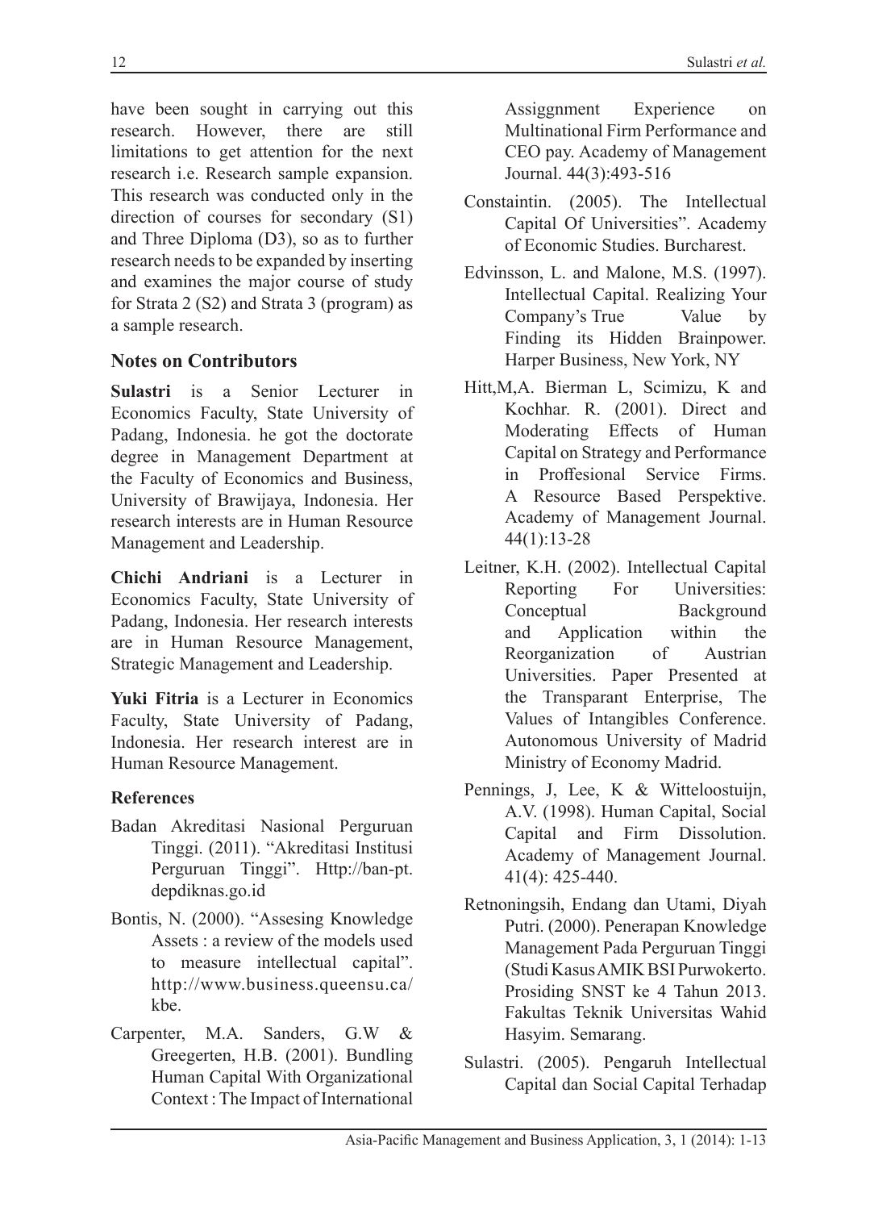have been sought in carrying out this research. However, there are still limitations to get attention for the next research i.e. Research sample expansion. This research was conducted only in the direction of courses for secondary (S1) and Three Diploma (D3), so as to further research needs to be expanded by inserting and examines the major course of study for Strata 2 (S2) and Strata 3 (program) as a sample research.

## Notes on Contributors

**Sulastri** is a Senior Lecturer in Economics Faculty, State University of Padang, Indonesia. he got the doctorate degree in Management Department at the Faculty of Economics and Business, University of Brawijaya, Indonesia. Her research interests are in Human Resource Management and Leadership.

**Chichi Andriani** is a Lecturer in Economics Faculty, State University of Padang, Indonesia. Her research interests are in Human Resource Management, Strategic Management and Leadership.

**Yuki Fitria** is a Lecturer in Economics Faculty, State University of Padang, Indonesia. Her research interest are in Human Resource Management.

### References

Badan Akreditasi Nasional Perguruan Tinggi. (2011). "Akreditasi Institusi Perguruan Tinggi". Http://ban-pt.depdiknas.go.id

Bontis, N. (2000). "Assesing Knowledge Assets : a review of the models used to measure intellectual capital". http://www.business.queensu.ca/kbe.

Carpenter, M.A. Sanders, G.W & Greegerten, H.B. (2001). Bundling Human Capital With Organizational Context : The Impact of International Assiggnment Experience on Multinational Firm Performance and CEO pay. Academy of Management Journal. 44(3):493-516

Constaintin. (2005). The Intellectual Capital Of Universities". Academy of Economic Studies. Burcharest.

Edvinsson, L. and Malone, M.S. (1997). Intellectual Capital. Realizing Your Company's True Value by Finding its Hidden Brainpower. Harper Business, New York, NY

Hitt,M,A. Bierman L, Scimizu, K and Kochhar. R. (2001). Direct and Moderating Effects of Human Capital on Strategy and Performance in Proffesional Service Firms. A Resource Based Perspektive. Academy of Management Journal. 44(1):13-28

Leitner, K.H. (2002). Intellectual Capital Reporting For Universities: Conceptual Background and Application within the Reorganization of Austrian Universities. Paper Presented at the Transparant Enterprise, The Values of Intangibles Conference. Autonomous University of Madrid Ministry of Economy Madrid.

Pennings, J, Lee, K & Witteloostuijn, A.V. (1998). Human Capital, Social Capital and Firm Dissolution. Academy of Management Journal. 41(4): 425-440.

Retnoningsih, Endang dan Utami, Diyah Putri. (2000). Penerapan Knowledge Management Pada Perguruan Tinggi (Studi Kasus AMIK BSI Purwokerto. Prosiding SNST ke 4 Tahun 2013. Fakultas Teknik Universitas Wahid Hasyim. Semarang.

Sulastri. (2005). Pengaruh Intellectual Capital dan Social Capital Terhadap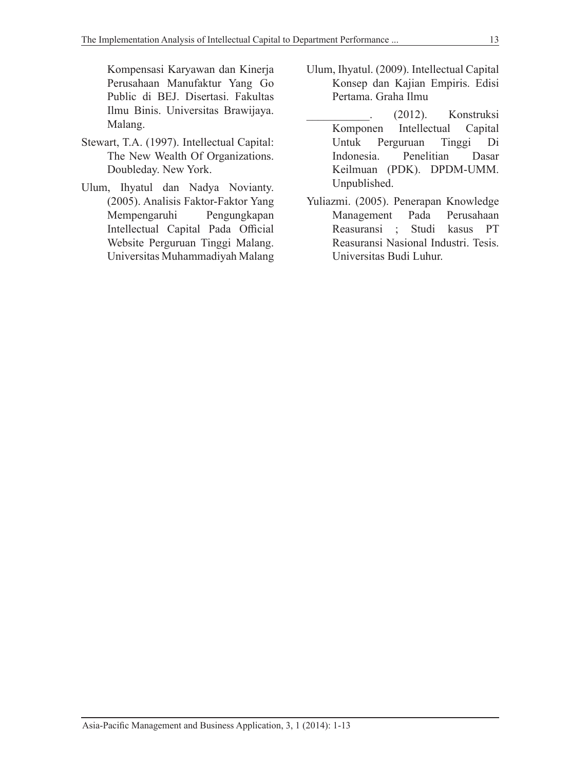Kompensasi Karyawan dan Kinerja Perusahaan Manufaktur Yang Go Public di BEJ. Disertasi. Fakultas Ilmu Binis. Universitas Brawijaya. Malang.

Stewart, T.A. (1997). Intellectual Capital: The New Wealth Of Organizations. Doubleday. New York.

Ulum, Ihyatul dan Nadya Novianty. (2005). Analisis Faktor-Faktor Yang Mempengaruhi Pengungkapan Intellectual Capital Pada Official Website Perguruan Tinggi Malang. Universitas Muhammadiyah Malang

Ulum, Ihyatul. (2009). Intellectual Capital Konsep dan Kajian Empiris. Edisi Pertama. Graha Ilmu

___________. (2012). Konstruksi Komponen Intellectual Capital Untuk Perguruan Tinggi Di Indonesia. Penelitian Dasar Keilmuan (PDK). DPDM-UMM. Unpublished.

Yuliazmi. (2005). Penerapan Knowledge Management Pada Perusahaan Reasuransi ; Studi kasus PT Reasuransi Nasional Industri. Tesis. Universitas Budi Luhur.